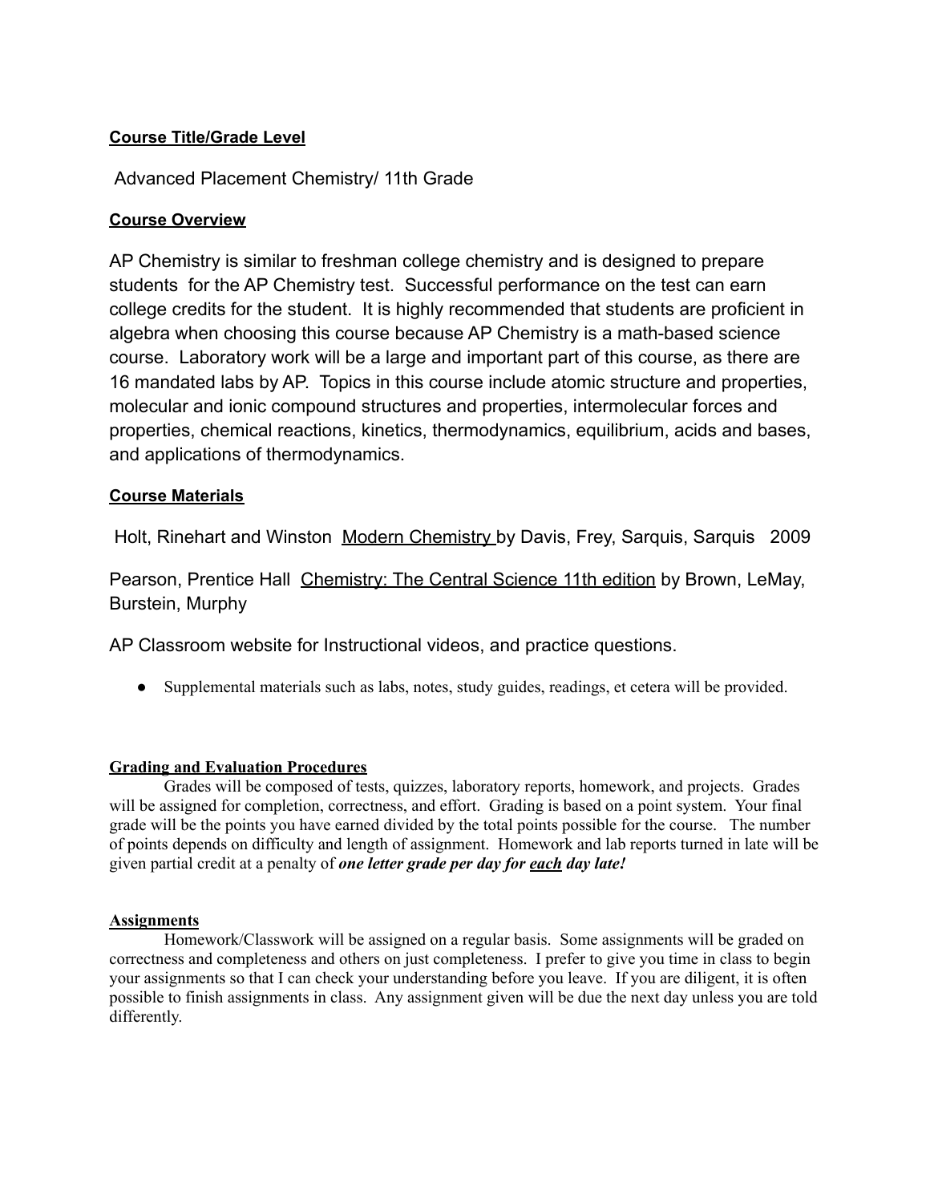**Course Title/Grade Level**

Advanced Placement Chemistry/ 11th Grade

**Course Overview**

AP Chemistry is similar to freshman college chemistry and is designed to prepare students for the AP Chemistry test. Successful performance on the test can earn college credits for the student. It is highly recommended that students are proficient in algebra when choosing this course because AP Chemistry is a math-based science course. Laboratory work will be a large and important part of this course, as there are 16 mandated labs by AP. Topics in this course include atomic structure and properties, molecular and ionic compound structures and properties, intermolecular forces and properties, chemical reactions, kinetics, thermodynamics, equilibrium, acids and bases, and applications of thermodynamics.

**Course Materials**

Holt, Rinehart and Winston Modern Chemistry by Davis, Frey, Sarquis, Sarquis 2009

Pearson, Prentice Hall Chemistry: The Central Science 11th edition by Brown, LeMay, Burstein, Murphy

AP Classroom website for Instructional videos, and practice questions.

- Supplemental materials such as labs, notes, study guides, readings, et cetera will be provided.

**Grading and Evaluation Procedures**

Grades will be composed of tests, quizzes, laboratory reports, homework, and projects. Grades will be assigned for completion, correctness, and effort. Grading is based on a point system. Your final grade will be the points you have earned divided by the total points possible for the course. The number of points depends on difficulty and length of assignment. Homework and lab reports turned in late will be given partial credit at a penalty of ***one letter grade per day for each day late!***

**Assignments**

Homework/Classwork will be assigned on a regular basis. Some assignments will be graded on correctness and completeness and others on just completeness. I prefer to give you time in class to begin your assignments so that I can check your understanding before you leave. If you are diligent, it is often possible to finish assignments in class. Any assignment given will be due the next day unless you are told differently.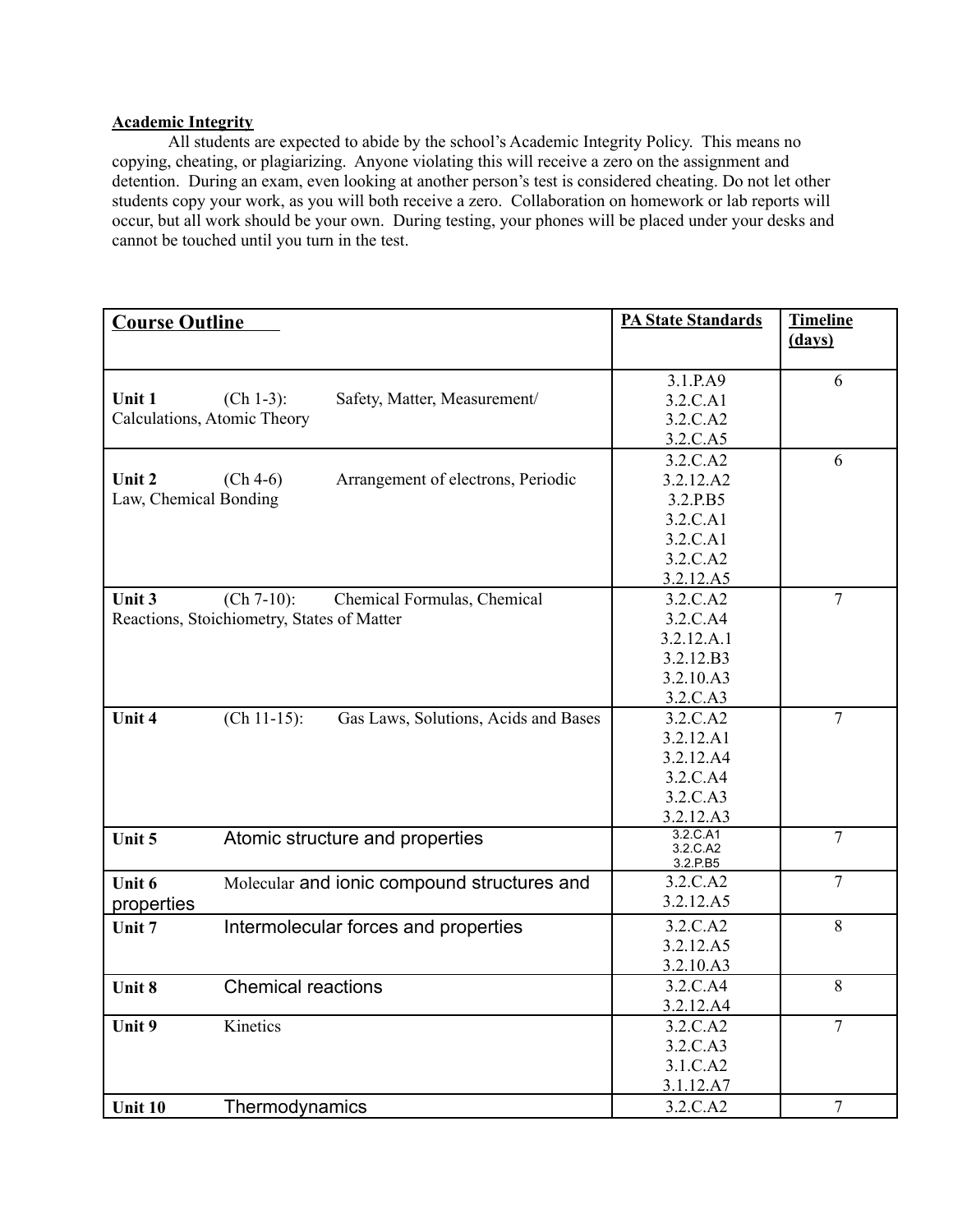**Academic Integrity**

All students are expected to abide by the school's Academic Integrity Policy. This means no copying, cheating, or plagiarizing. Anyone violating this will receive a zero on the assignment and detention. During an exam, even looking at another person's test is considered cheating. Do not let other students copy your work, as you will both receive a zero. Collaboration on homework or lab reports will occur, but all work should be your own. During testing, your phones will be placed under your desks and cannot be touched until you turn in the test.

| **Course Outline** | **PA State Standards** | **Timeline (days)** |
|---|---|---|
| **Unit 1** (Ch 1-3): Safety, Matter, Measurement/ Calculations, Atomic Theory | 3.1.P.A9<br>3.2.C.A1<br>3.2.C.A2<br>3.2.C.A5 | 6 |
| **Unit 2** (Ch 4-6) Arrangement of electrons, Periodic Law, Chemical Bonding | 3.2.C.A2<br>3.2.12.A2<br>3.2.P.B5<br>3.2.C.A1<br>3.2.C.A1<br>3.2.C.A2<br>3.2.12.A5 | 6 |
| **Unit 3** (Ch 7-10): Chemical Formulas, Chemical Reactions, Stoichiometry, States of Matter | 3.2.C.A2<br>3.2.C.A4<br>3.2.12.A.1<br>3.2.12.B3<br>3.2.10.A3<br>3.2.C.A3 | 7 |
| **Unit 4** (Ch 11-15): Gas Laws, Solutions, Acids and Bases | 3.2.C.A2<br>3.2.12.A1<br>3.2.12.A4<br>3.2.C.A4<br>3.2.C.A3<br>3.2.12.A3 | 7 |
| **Unit 5** Atomic structure and properties | 3.2.C.A1<br>3.2.C.A2<br>3.2.P.B5 | 7 |
| **Unit 6** Molecular and ionic compound structures and properties | 3.2.C.A2<br>3.2.12.A5 | 7 |
| **Unit 7** Intermolecular forces and properties | 3.2.C.A2<br>3.2.12.A5<br>3.2.10.A3 | 8 |
| **Unit 8** Chemical reactions | 3.2.C.A4<br>3.2.12.A4 | 8 |
| **Unit 9** Kinetics | 3.2.C.A2<br>3.2.C.A3<br>3.1.C.A2<br>3.1.12.A7 | 7 |
| **Unit 10** Thermodynamics | 3.2.C.A2 | 7 |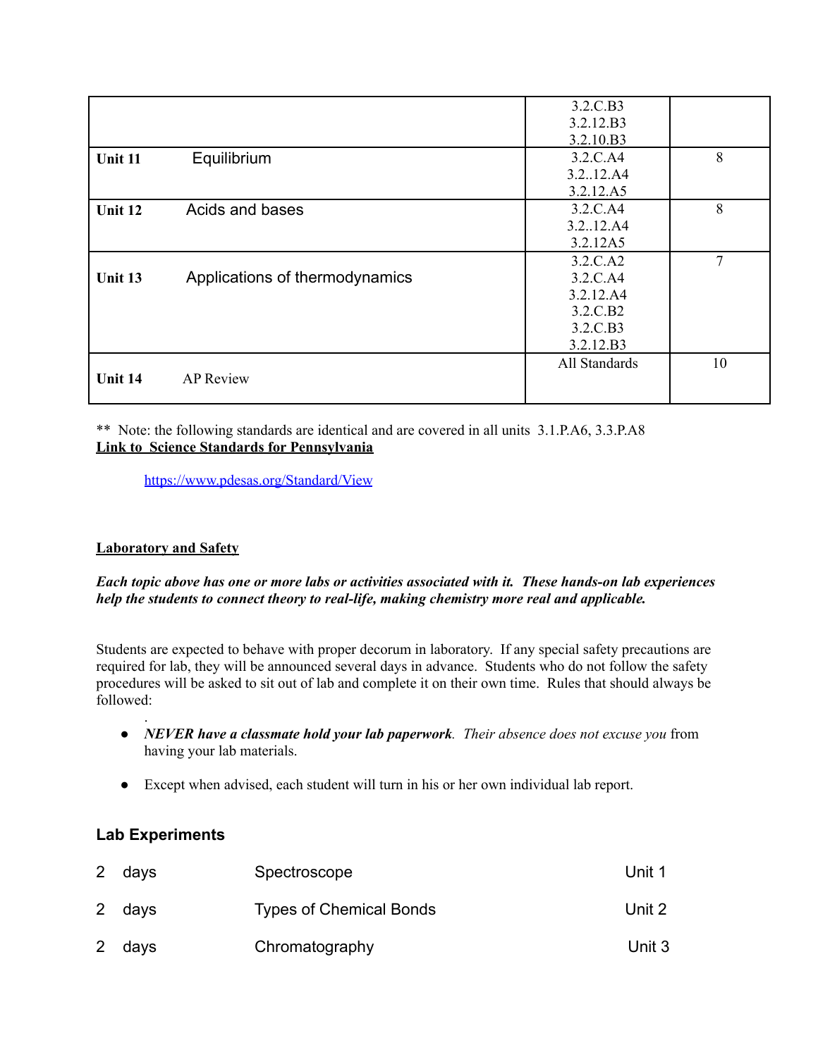| | | | |
|---|---|---|---|
| | | 3.2.C.B3<br>3.2.12.B3<br>3.2.10.B3 | |
| **Unit 11** | Equilibrium | 3.2.C.A4<br>3.2..12.A4<br>3.2.12.A5 | 8 |
| **Unit 12** | Acids and bases | 3.2.C.A4<br>3.2..12.A4<br>3.2.12A5 | 8 |
| **Unit 13** | Applications of thermodynamics | 3.2.C.A2<br>3.2.C.A4<br>3.2.12.A4<br>3.2.C.B2<br>3.2.C.B3<br>3.2.12.B3 | 7 |
| **Unit 14** | AP Review | All Standards | 10 |

** Note: the following standards are identical and are covered in all units 3.1.P.A6, 3.3.P.A8

**Link to Science Standards for Pennsylvania**

https://www.pdesas.org/Standard/View

**Laboratory and Safety**

***Each topic above has one or more labs or activities associated with it. These hands-on lab experiences help the students to connect theory to real-life, making chemistry more real and applicable.***

Students are expected to behave with proper decorum in laboratory. If any special safety precautions are required for lab, they will be announced several days in advance. Students who do not follow the safety procedures will be asked to sit out of lab and complete it on their own time. Rules that should always be followed:

- ***NEVER have a classmate hold your lab paperwork***. *Their absence does not excuse you* from having your lab materials.
- Except when advised, each student will turn in his or her own individual lab report.

## Lab Experiments

| | | |
|---|---|---|
| 2 days | Spectroscope | Unit 1 |
| 2 days | Types of Chemical Bonds | Unit 2 |
| 2 days | Chromatography | Unit 3 |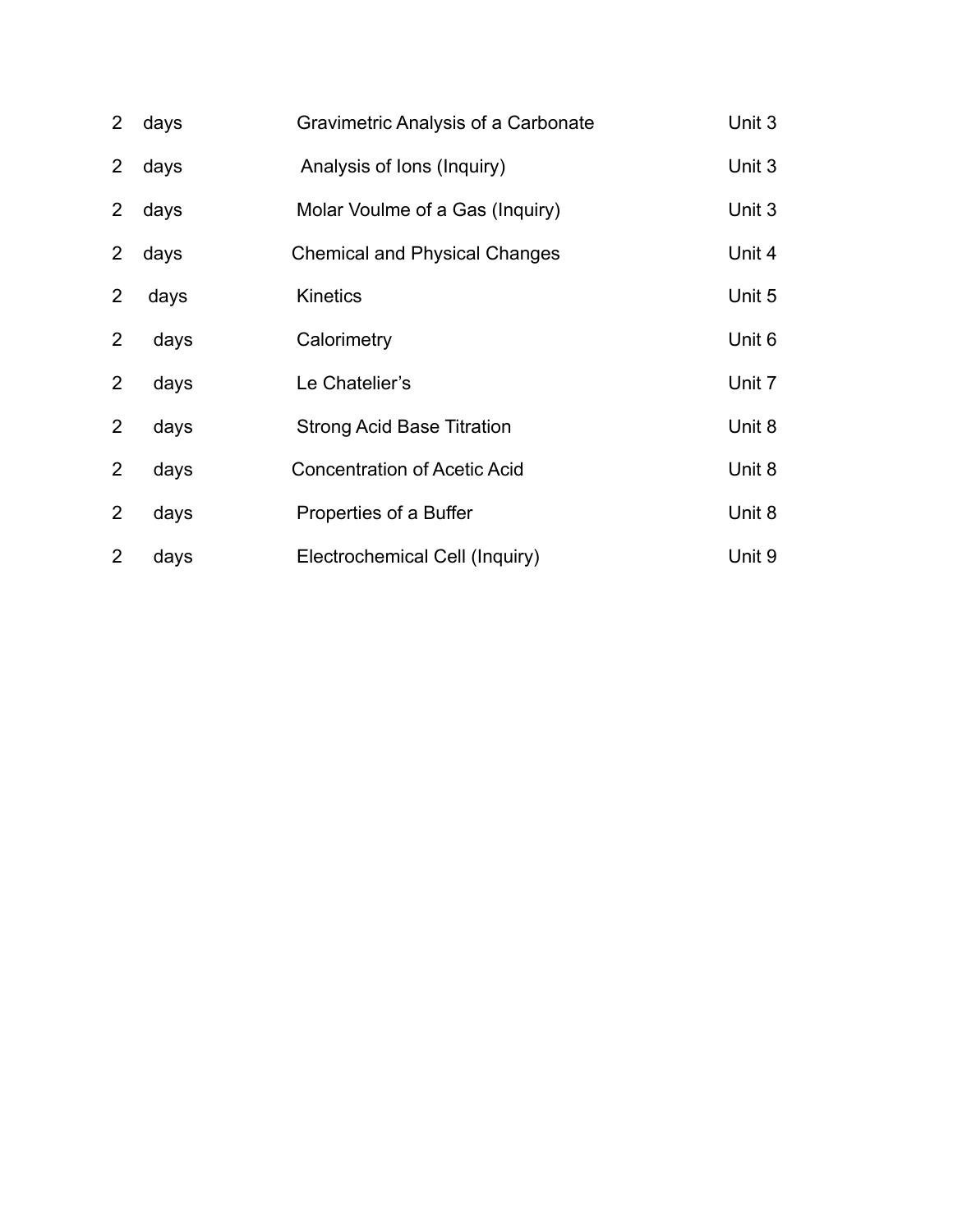| | | | |
|---|---|---|---|
| 2 | days | Gravimetric Analysis of a Carbonate | Unit 3 |
| 2 | days | Analysis of Ions (Inquiry) | Unit 3 |
| 2 | days | Molar Voulme of a Gas (Inquiry) | Unit 3 |
| 2 | days | Chemical and Physical Changes | Unit 4 |
| 2 | days | Kinetics | Unit 5 |
| 2 | days | Calorimetry | Unit 6 |
| 2 | days | Le Chatelier's | Unit 7 |
| 2 | days | Strong Acid Base Titration | Unit 8 |
| 2 | days | Concentration of Acetic Acid | Unit 8 |
| 2 | days | Properties of a Buffer | Unit 8 |
| 2 | days | Electrochemical Cell (Inquiry) | Unit 9 |